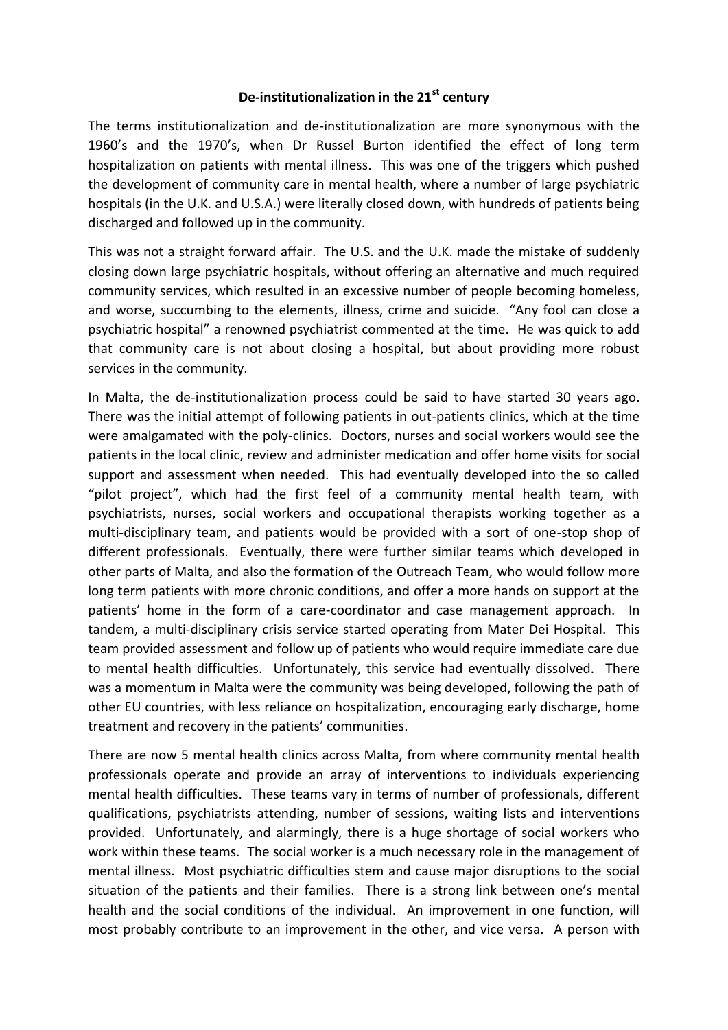# De-institutionalization in the 21st century

The terms institutionalization and de-institutionalization are more synonymous with the 1960's and the 1970's, when Dr Russel Burton identified the effect of long term hospitalization on patients with mental illness. This was one of the triggers which pushed the development of community care in mental health, where a number of large psychiatric hospitals (in the U.K. and U.S.A.) were literally closed down, with hundreds of patients being discharged and followed up in the community.

This was not a straight forward affair. The U.S. and the U.K. made the mistake of suddenly closing down large psychiatric hospitals, without offering an alternative and much required community services, which resulted in an excessive number of people becoming homeless, and worse, succumbing to the elements, illness, crime and suicide. "Any fool can close a psychiatric hospital" a renowned psychiatrist commented at the time. He was quick to add that community care is not about closing a hospital, but about providing more robust services in the community.

In Malta, the de-institutionalization process could be said to have started 30 years ago. There was the initial attempt of following patients in out-patients clinics, which at the time were amalgamated with the poly-clinics. Doctors, nurses and social workers would see the patients in the local clinic, review and administer medication and offer home visits for social support and assessment when needed. This had eventually developed into the so called "pilot project", which had the first feel of a community mental health team, with psychiatrists, nurses, social workers and occupational therapists working together as a multi-disciplinary team, and patients would be provided with a sort of one-stop shop of different professionals. Eventually, there were further similar teams which developed in other parts of Malta, and also the formation of the Outreach Team, who would follow more long term patients with more chronic conditions, and offer a more hands on support at the patients' home in the form of a care-coordinator and case management approach. In tandem, a multi-disciplinary crisis service started operating from Mater Dei Hospital. This team provided assessment and follow up of patients who would require immediate care due to mental health difficulties. Unfortunately, this service had eventually dissolved. There was a momentum in Malta were the community was being developed, following the path of other EU countries, with less reliance on hospitalization, encouraging early discharge, home treatment and recovery in the patients' communities.

There are now 5 mental health clinics across Malta, from where community mental health professionals operate and provide an array of interventions to individuals experiencing mental health difficulties. These teams vary in terms of number of professionals, different qualifications, psychiatrists attending, number of sessions, waiting lists and interventions provided. Unfortunately, and alarmingly, there is a huge shortage of social workers who work within these teams. The social worker is a much necessary role in the management of mental illness. Most psychiatric difficulties stem and cause major disruptions to the social situation of the patients and their families. There is a strong link between one's mental health and the social conditions of the individual. An improvement in one function, will most probably contribute to an improvement in the other, and vice versa. A person with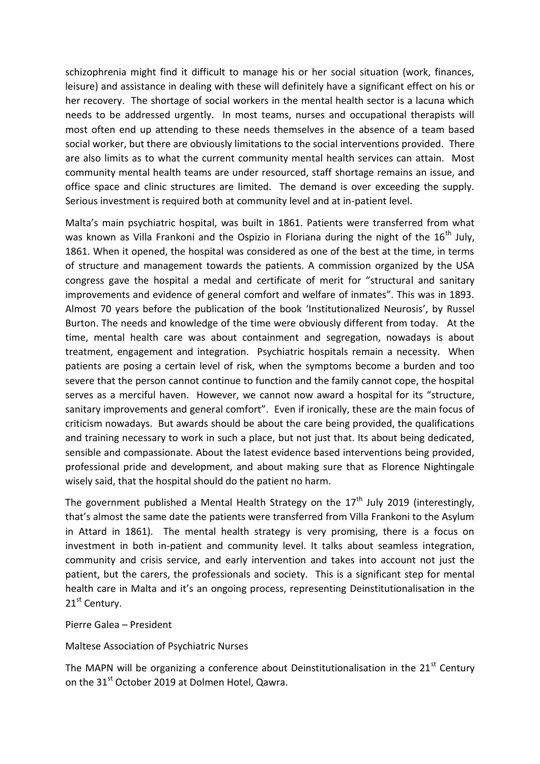schizophrenia might find it difficult to manage his or her social situation (work, finances, leisure) and assistance in dealing with these will definitely have a significant effect on his or her recovery. The shortage of social workers in the mental health sector is a lacuna which needs to be addressed urgently. In most teams, nurses and occupational therapists will most often end up attending to these needs themselves in the absence of a team based social worker, but there are obviously limitations to the social interventions provided. There are also limits as to what the current community mental health services can attain. Most community mental health teams are under resourced, staff shortage remains an issue, and office space and clinic structures are limited. The demand is over exceeding the supply. Serious investment is required both at community level and at in-patient level.

Malta's main psychiatric hospital, was built in 1861. Patients were transferred from what was known as Villa Frankoni and the Ospizio in Floriana during the night of the 16th July, 1861. When it opened, the hospital was considered as one of the best at the time, in terms of structure and management towards the patients. A commission organized by the USA congress gave the hospital a medal and certificate of merit for "structural and sanitary improvements and evidence of general comfort and welfare of inmates". This was in 1893. Almost 70 years before the publication of the book 'Institutionalized Neurosis', by Russel Burton. The needs and knowledge of the time were obviously different from today. At the time, mental health care was about containment and segregation, nowadays is about treatment, engagement and integration. Psychiatric hospitals remain a necessity. When patients are posing a certain level of risk, when the symptoms become a burden and too severe that the person cannot continue to function and the family cannot cope, the hospital serves as a merciful haven. However, we cannot now award a hospital for its "structure, sanitary improvements and general comfort". Even if ironically, these are the main focus of criticism nowadays. But awards should be about the care being provided, the qualifications and training necessary to work in such a place, but not just that. Its about being dedicated, sensible and compassionate. About the latest evidence based interventions being provided, professional pride and development, and about making sure that as Florence Nightingale wisely said, that the hospital should do the patient no harm.

The government published a Mental Health Strategy on the 17th July 2019 (interestingly, that's almost the same date the patients were transferred from Villa Frankoni to the Asylum in Attard in 1861). The mental health strategy is very promising, there is a focus on investment in both in-patient and community level. It talks about seamless integration, community and crisis service, and early intervention and takes into account not just the patient, but the carers, the professionals and society. This is a significant step for mental health care in Malta and it's an ongoing process, representing Deinstitutionalisation in the 21st Century.

Pierre Galea – President

Maltese Association of Psychiatric Nurses

The MAPN will be organizing a conference about Deinstitutionalisation in the 21st Century on the 31st October 2019 at Dolmen Hotel, Qawra.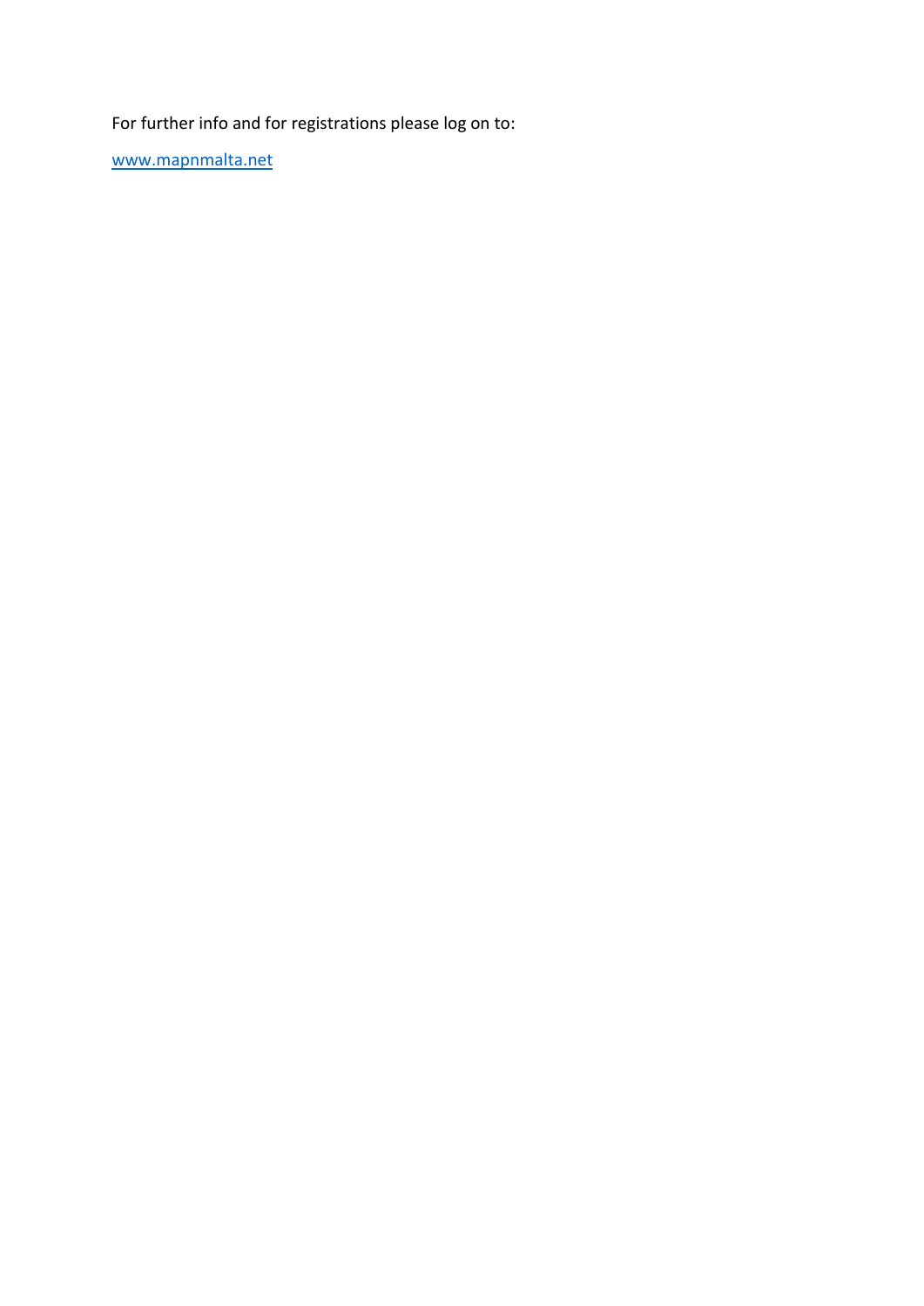For further info and for registrations please log on to:

[www.mapnmalta.net](http://www.mapnmalta.net)